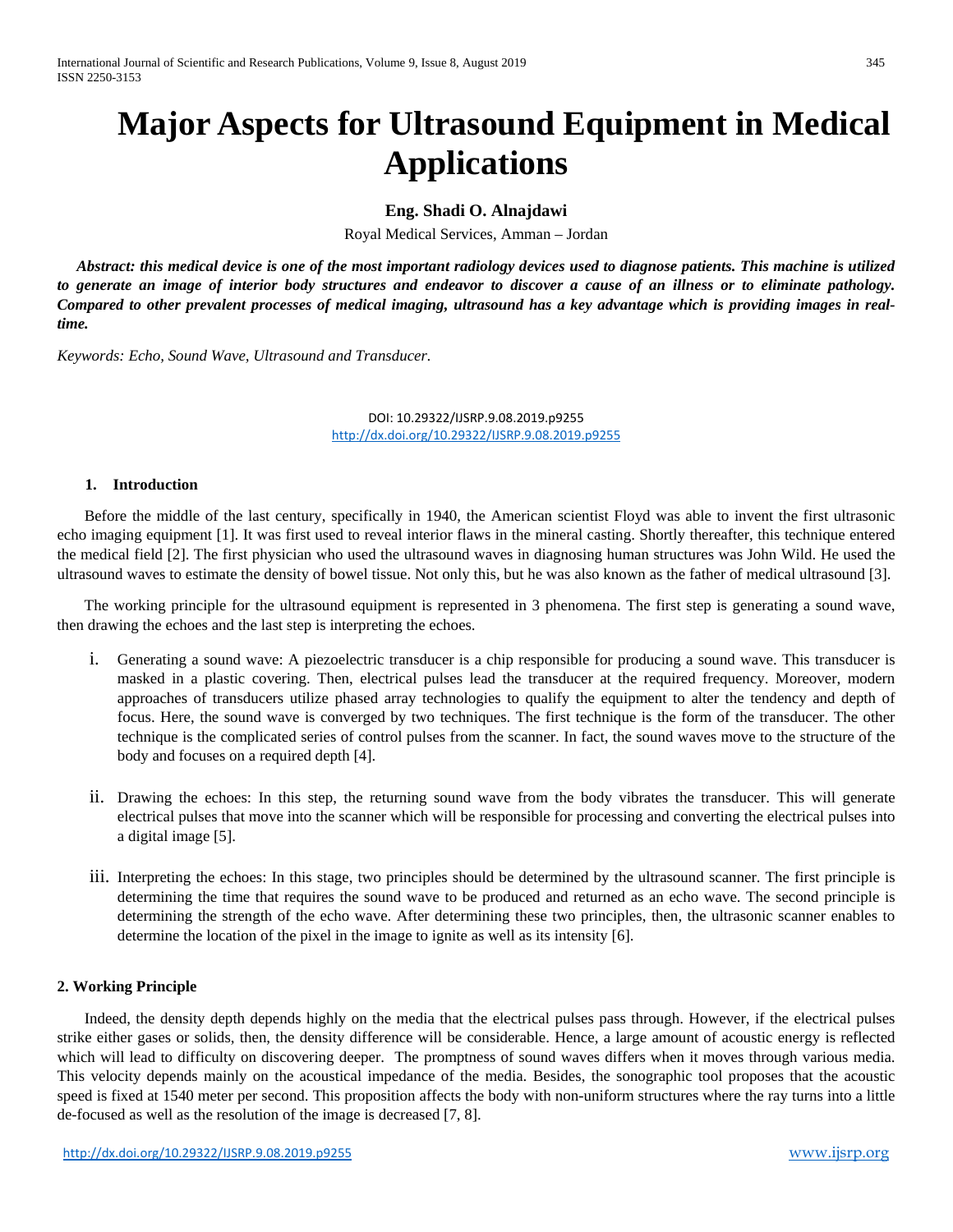# Major Aspects for Ultrasound Equipment in Medical Applications

**Eng. Shadi O. Alnajdawi**

Royal Medical Services, Amman – Jordan

***Abstract: this medical device is one of the most important radiology devices used to diagnose patients. This machine is utilized to generate an image of interior body structures and endeavor to discover a cause of an illness or to eliminate pathology. Compared to other prevalent processes of medical imaging, ultrasound has a key advantage which is providing images in real-time.***

*Keywords: Echo, Sound Wave, Ultrasound and Transducer.*

DOI: 10.29322/IJSRP.9.08.2019.p9255
http://dx.doi.org/10.29322/IJSRP.9.08.2019.p9255

## 1. Introduction

Before the middle of the last century, specifically in 1940, the American scientist Floyd was able to invent the first ultrasonic echo imaging equipment [1]. It was first used to reveal interior flaws in the mineral casting. Shortly thereafter, this technique entered the medical field [2]. The first physician who used the ultrasound waves in diagnosing human structures was John Wild. He used the ultrasound waves to estimate the density of bowel tissue. Not only this, but he was also known as the father of medical ultrasound [3].

The working principle for the ultrasound equipment is represented in 3 phenomena. The first step is generating a sound wave, then drawing the echoes and the last step is interpreting the echoes.

i. Generating a sound wave: A piezoelectric transducer is a chip responsible for producing a sound wave. This transducer is masked in a plastic covering. Then, electrical pulses lead the transducer at the required frequency. Moreover, modern approaches of transducers utilize phased array technologies to qualify the equipment to alter the tendency and depth of focus. Here, the sound wave is converged by two techniques. The first technique is the form of the transducer. The other technique is the complicated series of control pulses from the scanner. In fact, the sound waves move to the structure of the body and focuses on a required depth [4].

ii. Drawing the echoes: In this step, the returning sound wave from the body vibrates the transducer. This will generate electrical pulses that move into the scanner which will be responsible for processing and converting the electrical pulses into a digital image [5].

iii. Interpreting the echoes: In this stage, two principles should be determined by the ultrasound scanner. The first principle is determining the time that requires the sound wave to be produced and returned as an echo wave. The second principle is determining the strength of the echo wave. After determining these two principles, then, the ultrasonic scanner enables to determine the location of the pixel in the image to ignite as well as its intensity [6].

## 2. Working Principle

Indeed, the density depth depends highly on the media that the electrical pulses pass through. However, if the electrical pulses strike either gases or solids, then, the density difference will be considerable. Hence, a large amount of acoustic energy is reflected which will lead to difficulty on discovering deeper. The promptness of sound waves differs when it moves through various media. This velocity depends mainly on the acoustical impedance of the media. Besides, the sonographic tool proposes that the acoustic speed is fixed at 1540 meter per second. This proposition affects the body with non-uniform structures where the ray turns into a little de-focused as well as the resolution of the image is decreased [7, 8].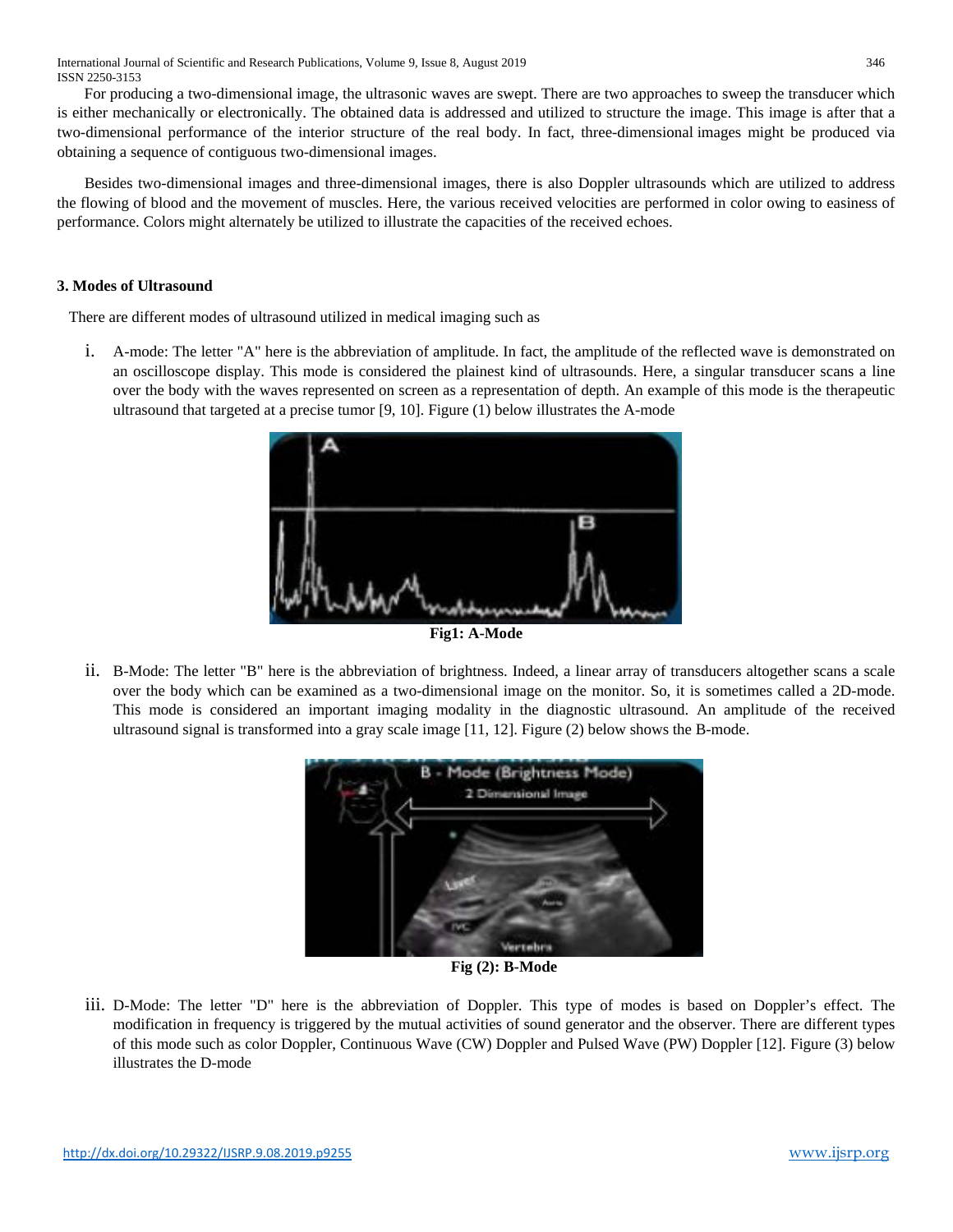For producing a two-dimensional image, the ultrasonic waves are swept. There are two approaches to sweep the transducer which is either mechanically or electronically. The obtained data is addressed and utilized to structure the image. This image is after that a two-dimensional performance of the interior structure of the real body. In fact, three-dimensional images might be produced via obtaining a sequence of contiguous two-dimensional images.

Besides two-dimensional images and three-dimensional images, there is also Doppler ultrasounds which are utilized to address the flowing of blood and the movement of muscles. Here, the various received velocities are performed in color owing to easiness of performance. Colors might alternately be utilized to illustrate the capacities of the received echoes.

### 3. Modes of Ultrasound

There are different modes of ultrasound utilized in medical imaging such as

i. A-mode: The letter "A" here is the abbreviation of amplitude. In fact, the amplitude of the reflected wave is demonstrated on an oscilloscope display. This mode is considered the plainest kind of ultrasounds. Here, a singular transducer scans a line over the body with the waves represented on screen as a representation of depth. An example of this mode is the therapeutic ultrasound that targeted at a precise tumor [9, 10]. Figure (1) below illustrates the A-mode

**Fig1: A-Mode**

ii. B-Mode: The letter "B" here is the abbreviation of brightness. Indeed, a linear array of transducers altogether scans a scale over the body which can be examined as a two-dimensional image on the monitor. So, it is sometimes called a 2D-mode. This mode is considered an important imaging modality in the diagnostic ultrasound. An amplitude of the received ultrasound signal is transformed into a gray scale image [11, 12]. Figure (2) below shows the B-mode.

**Fig (2): B-Mode**

iii. D-Mode: The letter "D" here is the abbreviation of Doppler. This type of modes is based on Doppler's effect. The modification in frequency is triggered by the mutual activities of sound generator and the observer. There are different types of this mode such as color Doppler, Continuous Wave (CW) Doppler and Pulsed Wave (PW) Doppler [12]. Figure (3) below illustrates the D-mode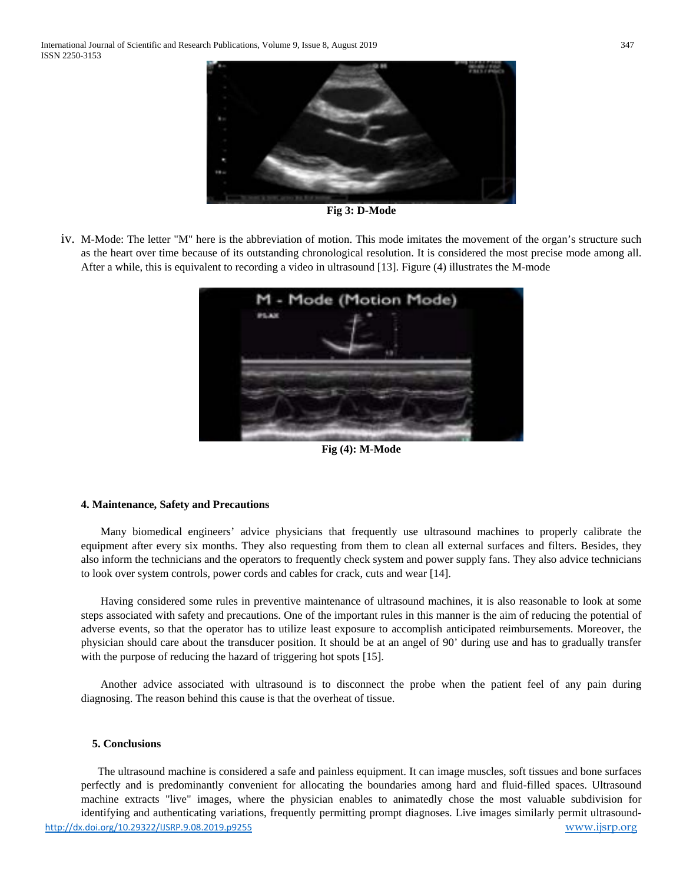Fig 3: D-Mode

iv. M-Mode: The letter "M" here is the abbreviation of motion. This mode imitates the movement of the organ's structure such as the heart over time because of its outstanding chronological resolution. It is considered the most precise mode among all. After a while, this is equivalent to recording a video in ultrasound [13]. Figure (4) illustrates the M-mode

Fig (4): M-Mode

**4. Maintenance, Safety and Precautions**

Many biomedical engineers' advice physicians that frequently use ultrasound machines to properly calibrate the equipment after every six months. They also requesting from them to clean all external surfaces and filters. Besides, they also inform the technicians and the operators to frequently check system and power supply fans. They also advice technicians to look over system controls, power cords and cables for crack, cuts and wear [14].

Having considered some rules in preventive maintenance of ultrasound machines, it is also reasonable to look at some steps associated with safety and precautions. One of the important rules in this manner is the aim of reducing the potential of adverse events, so that the operator has to utilize least exposure to accomplish anticipated reimbursements. Moreover, the physician should care about the transducer position. It should be at an angel of 90' during use and has to gradually transfer with the purpose of reducing the hazard of triggering hot spots [15].

Another advice associated with ultrasound is to disconnect the probe when the patient feel of any pain during diagnosing. The reason behind this cause is that the overheat of tissue.

**5. Conclusions**

The ultrasound machine is considered a safe and painless equipment. It can image muscles, soft tissues and bone surfaces perfectly and is predominantly convenient for allocating the boundaries among hard and fluid-filled spaces. Ultrasound machine extracts "live" images, where the physician enables to animatedly chose the most valuable subdivision for identifying and authenticating variations, frequently permitting prompt diagnoses. Live images similarly permit ultrasound-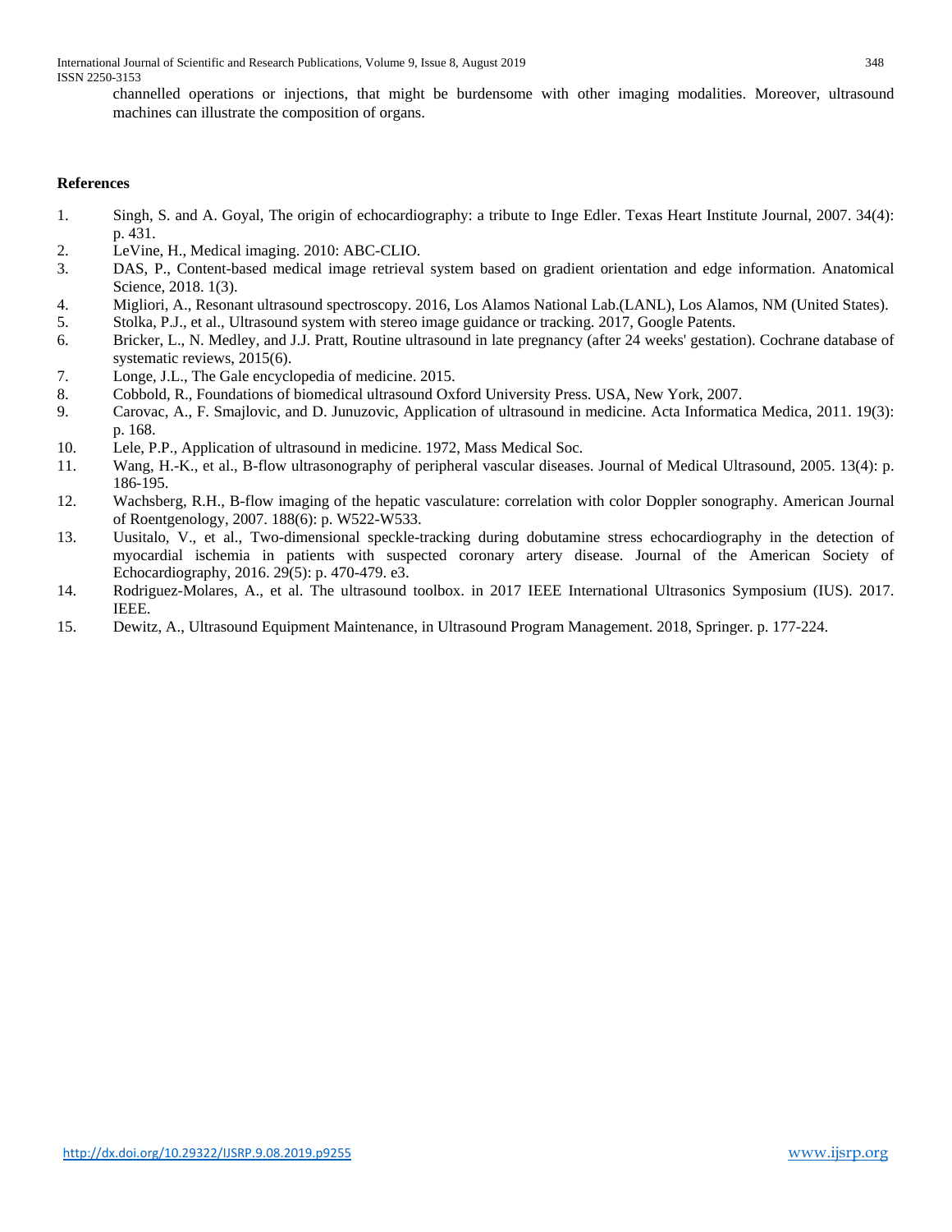channelled operations or injections, that might be burdensome with other imaging modalities. Moreover, ultrasound machines can illustrate the composition of organs.

**References**

1. Singh, S. and A. Goyal, The origin of echocardiography: a tribute to Inge Edler. Texas Heart Institute Journal, 2007. 34(4): p. 431.
2. LeVine, H., Medical imaging. 2010: ABC-CLIO.
3. DAS, P., Content-based medical image retrieval system based on gradient orientation and edge information. Anatomical Science, 2018. 1(3).
4. Migliori, A., Resonant ultrasound spectroscopy. 2016, Los Alamos National Lab.(LANL), Los Alamos, NM (United States).
5. Stolka, P.J., et al., Ultrasound system with stereo image guidance or tracking. 2017, Google Patents.
6. Bricker, L., N. Medley, and J.J. Pratt, Routine ultrasound in late pregnancy (after 24 weeks' gestation). Cochrane database of systematic reviews, 2015(6).
7. Longe, J.L., The Gale encyclopedia of medicine. 2015.
8. Cobbold, R., Foundations of biomedical ultrasound Oxford University Press. USA, New York, 2007.
9. Carovac, A., F. Smajlovic, and D. Junuzovic, Application of ultrasound in medicine. Acta Informatica Medica, 2011. 19(3): p. 168.
10. Lele, P.P., Application of ultrasound in medicine. 1972, Mass Medical Soc.
11. Wang, H.-K., et al., B-flow ultrasonography of peripheral vascular diseases. Journal of Medical Ultrasound, 2005. 13(4): p. 186-195.
12. Wachsberg, R.H., B-flow imaging of the hepatic vasculature: correlation with color Doppler sonography. American Journal of Roentgenology, 2007. 188(6): p. W522-W533.
13. Uusitalo, V., et al., Two-dimensional speckle-tracking during dobutamine stress echocardiography in the detection of myocardial ischemia in patients with suspected coronary artery disease. Journal of the American Society of Echocardiography, 2016. 29(5): p. 470-479. e3.
14. Rodriguez-Molares, A., et al. The ultrasound toolbox. in 2017 IEEE International Ultrasonics Symposium (IUS). 2017. IEEE.
15. Dewitz, A., Ultrasound Equipment Maintenance, in Ultrasound Program Management. 2018, Springer. p. 177-224.